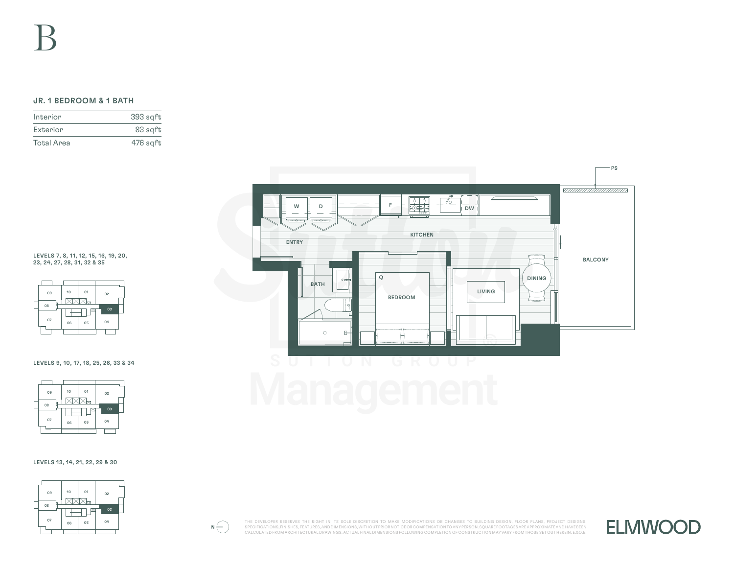# B

### JR. 1 BEDROOM & 1 BATH

| | |
|---|---|
| Interior | 393 sqft |
| Exterior | 83 sqft |
| Total Area | 476 sqft |

LEVELS 7, 8, 11, 12, 15, 16, 19, 20, 23, 24, 27, 28, 31, 32 & 35

LEVELS 9, 10, 17, 18, 25, 26, 33 & 34

LEVELS 13, 14, 21, 22, 29 & 30

PS

W D F DW

ENTRY

KITCHEN

BATH

BEDROOM

LIVING

DINING

BALCONY

THE DEVELOPER RESERVES THE RIGHT IN ITS SOLE DISCRETION TO MAKE MODIFICATIONS OR CHANGES TO BUILDING DESIGN, FLOOR PLANS, PROJECT DESIGNS, SPECIFICATIONS, FINISHES, FEATURES, AND DIMENSIONS, WITHOUT PRIOR NOTICE OR COMPENSATION TO ANY PERSON. SQUARE FOOTAGES ARE APPROXIMATE AND HAVE BEEN CALCULATED FROM ARCHITECTURAL DRAWINGS. ACTUAL FINAL DIMENSIONS FOLLOWING COMPLETION OF CONSTRUCTION MAY VARY FROM THOSE SET OUT HEREIN. E.&O.E.

ELMWOOD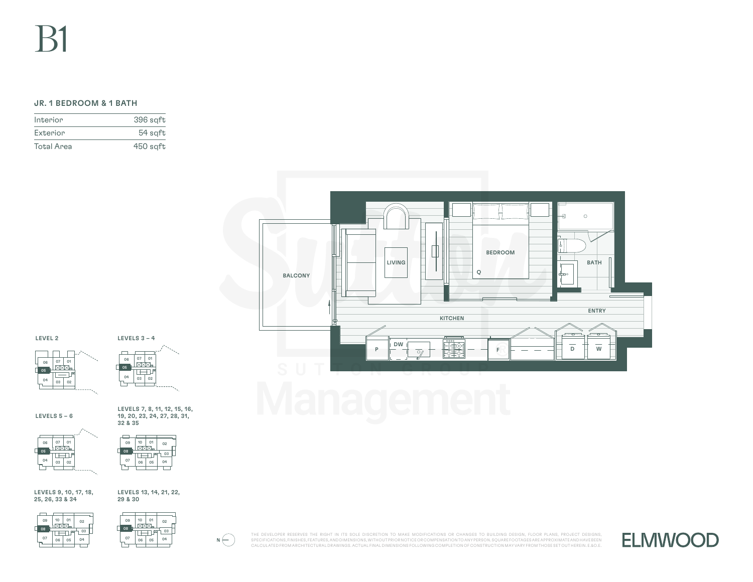# B1

**JR. 1 BEDROOM & 1 BATH**

| | |
|---|---|
| Interior | 396 sqft |
| Exterior | 54 sqft |
| Total Area | 450 sqft |

BALCONY

LIVING

BEDROOM

Q

BATH

ENTRY

KITCHEN

P

DW

F

D

W

LEVEL 2

LEVELS 3 – 4

LEVELS 5 – 6

LEVELS 7, 8, 11, 12, 15, 16, 19, 20, 23, 24, 27, 28, 31, 32 & 35

LEVELS 9, 10, 17, 18, 25, 26, 33 & 34

LEVELS 13, 14, 21, 22, 29 & 30

N

THE DEVELOPER RESERVES THE RIGHT IN ITS SOLE DISCRETION TO MAKE MODIFICATIONS OR CHANGES TO BUILDING DESIGN, FLOOR PLANS, PROJECT DESIGNS, SPECIFICATIONS, FINISHES, FEATURES, AND DIMENSIONS, WITHOUT PRIOR NOTICE OR COMPENSATION TO ANY PERSON. SQUARE FOOTAGES ARE APPROXIMATE AND HAVE BEEN CALCULATED FROM ARCHITECTURAL DRAWINGS. ACTUAL FINAL DIMENSIONS FOLLOWING COMPLETION OF CONSTRUCTION MAY VARY FROM THOSE SET OUT HEREIN. E.&O.E.

ELMWOOD